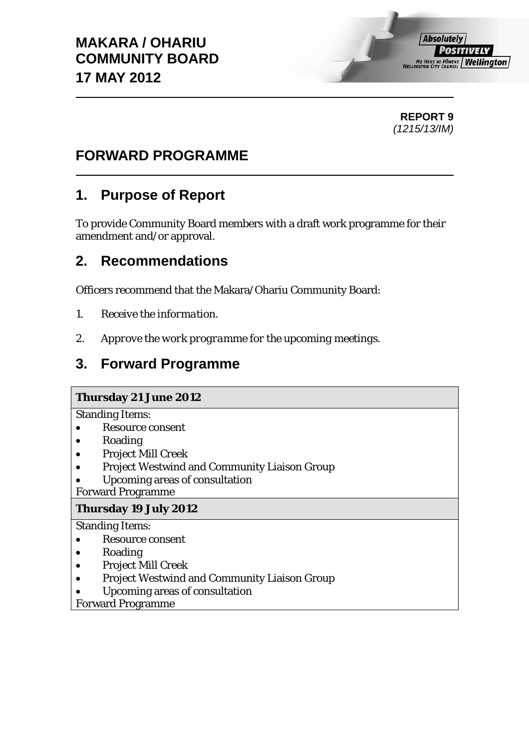# MAKARA / OHARIU COMMUNITY BOARD
# 17 MAY 2012

**REPORT 9**
*(1215/13/IM)*

# FORWARD PROGRAMME

## 1. Purpose of Report

To provide Community Board members with a draft work programme for their amendment and/or approval.

## 2. Recommendations

Officers recommend that the Makara/Ohariu Community Board:

1. *Receive the information.*
2. *Approve the work programme for the upcoming meetings.*

## 3. Forward Programme

| **Thursday 21 June 2012** |
|---|
| Standing Items:<br>• Resource consent<br>• Roading<br>• Project Mill Creek<br>• Project Westwind and Community Liaison Group<br>• Upcoming areas of consultation<br>Forward Programme |
| **Thursday 19 July 2012** |
| Standing Items:<br>• Resource consent<br>• Roading<br>• Project Mill Creek<br>• Project Westwind and Community Liaison Group<br>• Upcoming areas of consultation<br>Forward Programme |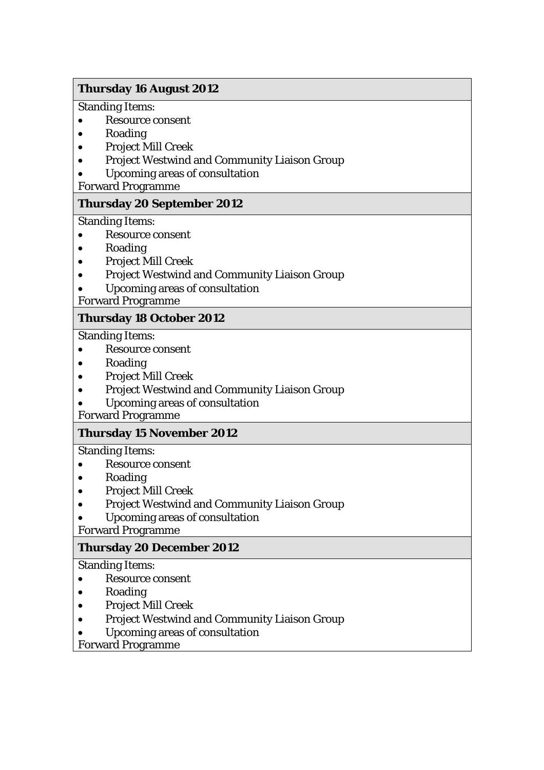| **Thursday 16 August 2012** |
|---|
| Standing Items:<br>• Resource consent<br>• Roading<br>• Project Mill Creek<br>• Project Westwind and Community Liaison Group<br>• Upcoming areas of consultation<br>Forward Programme |
| **Thursday 20 September 2012** |
| Standing Items:<br>• Resource consent<br>• Roading<br>• Project Mill Creek<br>• Project Westwind and Community Liaison Group<br>• Upcoming areas of consultation<br>Forward Programme |
| **Thursday 18 October 2012** |
| Standing Items:<br>• Resource consent<br>• Roading<br>• Project Mill Creek<br>• Project Westwind and Community Liaison Group<br>• Upcoming areas of consultation<br>Forward Programme |
| **Thursday 15 November 2012** |
| Standing Items:<br>• Resource consent<br>• Roading<br>• Project Mill Creek<br>• Project Westwind and Community Liaison Group<br>• Upcoming areas of consultation<br>Forward Programme |
| **Thursday 20 December 2012** |
| Standing Items:<br>• Resource consent<br>• Roading<br>• Project Mill Creek<br>• Project Westwind and Community Liaison Group<br>• Upcoming areas of consultation<br>Forward Programme |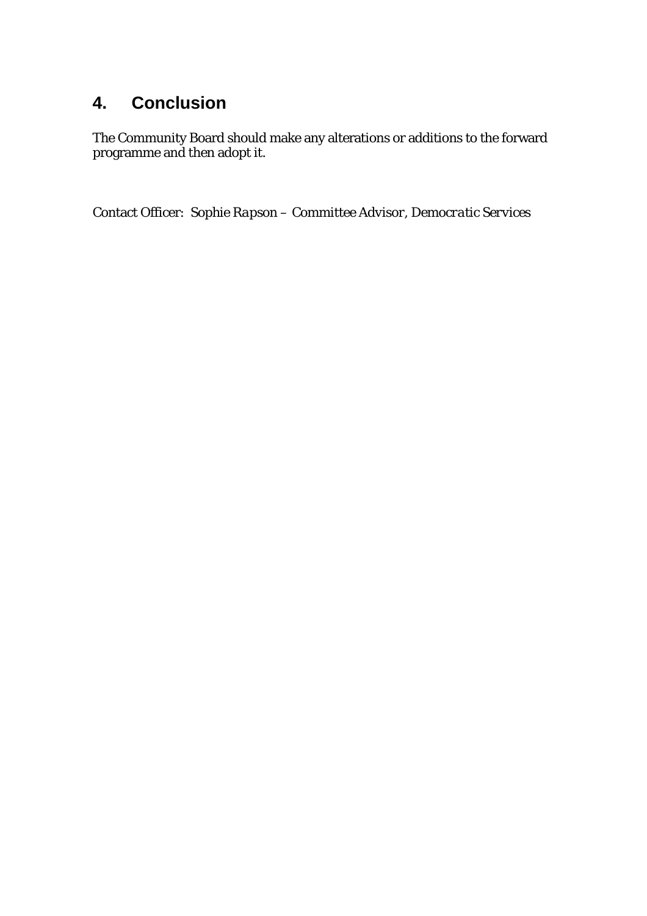## 4. Conclusion

The Community Board should make any alterations or additions to the forward programme and then adopt it.

Contact Officer: *Sophie Rapson – Committee Advisor, Democratic Services*